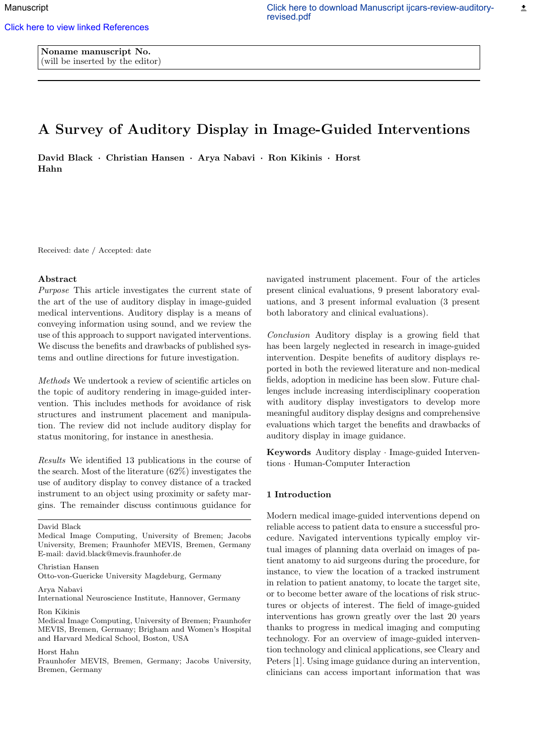Noname manuscript No.
(will be inserted by the editor)

# A Survey of Auditory Display in Image-Guided Interventions

**David Black · Christian Hansen · Arya Nabavi · Ron Kikinis · Horst Hahn**

Received: date / Accepted: date

## Abstract

*Purpose* This article investigates the current state of the art of the use of auditory display in image-guided medical interventions. Auditory display is a means of conveying information using sound, and we review the use of this approach to support navigated interventions. We discuss the benefits and drawbacks of published systems and outline directions for future investigation.

*Methods* We undertook a review of scientific articles on the topic of auditory rendering in image-guided intervention. This includes methods for avoidance of risk structures and instrument placement and manipulation. The review did not include auditory display for status monitoring, for instance in anesthesia.

*Results* We identified 13 publications in the course of the search. Most of the literature (62%) investigates the use of auditory display to convey distance of a tracked instrument to an object using proximity or safety margins. The remainder discuss continuous guidance for navigated instrument placement. Four of the articles present clinical evaluations, 9 present laboratory evaluations, and 3 present informal evaluation (3 present both laboratory and clinical evaluations).

*Conclusion* Auditory display is a growing field that has been largely neglected in research in image-guided intervention. Despite benefits of auditory displays reported in both the reviewed literature and non-medical fields, adoption in medicine has been slow. Future challenges include increasing interdisciplinary cooperation with auditory display investigators to develop more meaningful auditory display designs and comprehensive evaluations which target the benefits and drawbacks of auditory display in image guidance.

**Keywords** Auditory display · Image-guided Interventions · Human-Computer Interaction

---

David Black
Medical Image Computing, University of Bremen; Jacobs University, Bremen; Fraunhofer MEVIS, Bremen, Germany
E-mail: david.black@mevis.fraunhofer.de

Christian Hansen
Otto-von-Guericke University Magdeburg, Germany

Arya Nabavi
International Neuroscience Institute, Hannover, Germany

Ron Kikinis
Medical Image Computing, University of Bremen; Fraunhofer MEVIS, Bremen, Germany; Brigham and Women's Hospital and Harvard Medical School, Boston, USA

Horst Hahn
Fraunhofer MEVIS, Bremen, Germany; Jacobs University, Bremen, Germany

## 1 Introduction

Modern medical image-guided interventions depend on reliable access to patient data to ensure a successful procedure. Navigated interventions typically employ virtual images of planning data overlaid on images of patient anatomy to aid surgeons during the procedure, for instance, to view the location of a tracked instrument in relation to patient anatomy, to locate the target site, or to become better aware of the locations of risk structures or objects of interest. The field of image-guided interventions has grown greatly over the last 20 years thanks to progress in medical imaging and computing technology. For an overview of image-guided intervention technology and clinical applications, see Cleary and Peters [1]. Using image guidance during an intervention, clinicians can access important information that was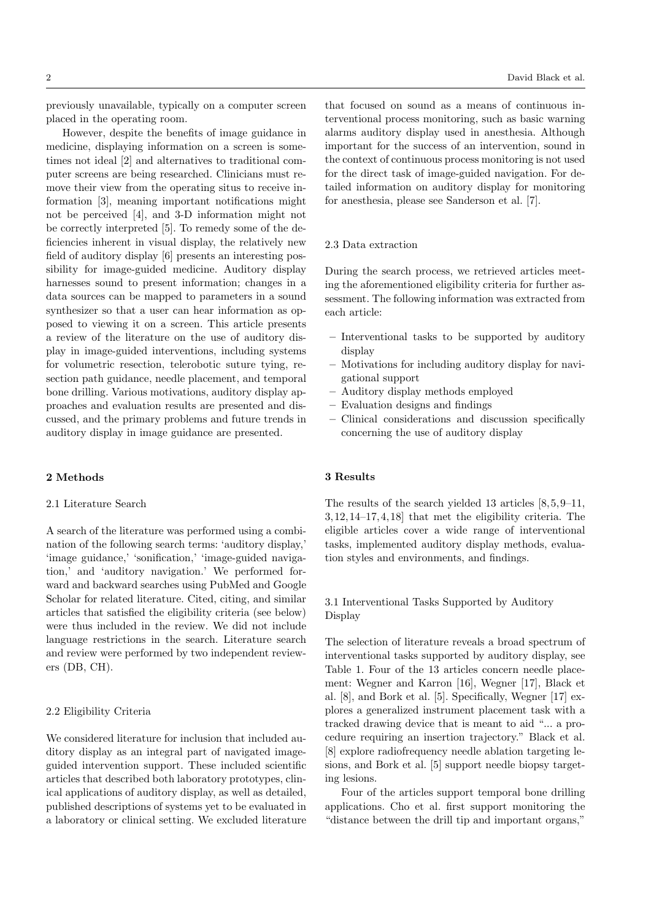previously unavailable, typically on a computer screen placed in the operating room.

However, despite the benefits of image guidance in medicine, displaying information on a screen is sometimes not ideal [2] and alternatives to traditional computer screens are being researched. Clinicians must remove their view from the operating situs to receive information [3], meaning important notifications might not be perceived [4], and 3-D information might not be correctly interpreted [5]. To remedy some of the deficiencies inherent in visual display, the relatively new field of auditory display [6] presents an interesting possibility for image-guided medicine. Auditory display harnesses sound to present information; changes in a data sources can be mapped to parameters in a sound synthesizer so that a user can hear information as opposed to viewing it on a screen. This article presents a review of the literature on the use of auditory display in image-guided interventions, including systems for volumetric resection, telerobotic suture tying, resection path guidance, needle placement, and temporal bone drilling. Various motivations, auditory display approaches and evaluation results are presented and discussed, and the primary problems and future trends in auditory display in image guidance are presented.

## 2 Methods

### 2.1 Literature Search

A search of the literature was performed using a combination of the following search terms: 'auditory display,' 'image guidance,' 'sonification,' 'image-guided navigation,' and 'auditory navigation.' We performed forward and backward searches using PubMed and Google Scholar for related literature. Cited, citing, and similar articles that satisfied the eligibility criteria (see below) were thus included in the review. We did not include language restrictions in the search. Literature search and review were performed by two independent reviewers (DB, CH).

### 2.2 Eligibility Criteria

We considered literature for inclusion that included auditory display as an integral part of navigated image-guided intervention support. These included scientific articles that described both laboratory prototypes, clinical applications of auditory display, as well as detailed, published descriptions of systems yet to be evaluated in a laboratory or clinical setting. We excluded literature that focused on sound as a means of continuous interventional process monitoring, such as basic warning alarms auditory display used in anesthesia. Although important for the success of an intervention, sound in the context of continuous process monitoring is not used for the direct task of image-guided navigation. For detailed information on auditory display for monitoring for anesthesia, please see Sanderson et al. [7].

### 2.3 Data extraction

During the search process, we retrieved articles meeting the aforementioned eligibility criteria for further assessment. The following information was extracted from each article:

- Interventional tasks to be supported by auditory display
- Motivations for including auditory display for navigational support
- Auditory display methods employed
- Evaluation designs and findings
- Clinical considerations and discussion specifically concerning the use of auditory display

## 3 Results

The results of the search yielded 13 articles [8,5,9–11, 3,12,14–17,4,18] that met the eligibility criteria. The eligible articles cover a wide range of interventional tasks, implemented auditory display methods, evaluation styles and environments, and findings.

### 3.1 Interventional Tasks Supported by Auditory Display

The selection of literature reveals a broad spectrum of interventional tasks supported by auditory display, see Table 1. Four of the 13 articles concern needle placement: Wegner and Karron [16], Wegner [17], Black et al. [8], and Bork et al. [5]. Specifically, Wegner [17] explores a generalized instrument placement task with a tracked drawing device that is meant to aid "... a procedure requiring an insertion trajectory." Black et al. [8] explore radiofrequency needle ablation targeting lesions, and Bork et al. [5] support needle biopsy targeting lesions.

Four of the articles support temporal bone drilling applications. Cho et al. first support monitoring the "distance between the drill tip and important organs,"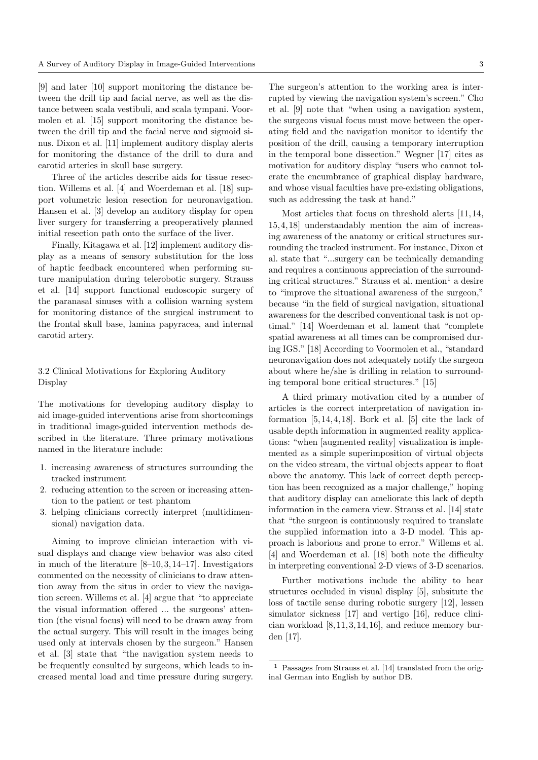[9] and later [10] support monitoring the distance between the drill tip and facial nerve, as well as the distance between scala vestibuli, and scala tympani. Voormolen et al. [15] support monitoring the distance between the drill tip and the facial nerve and sigmoid sinus. Dixon et al. [11] implement auditory display alerts for monitoring the distance of the drill to dura and carotid arteries in skull base surgery.

Three of the articles describe aids for tissue resection. Willems et al. [4] and Woerdeman et al. [18] support volumetric lesion resection for neuronavigation. Hansen et al. [3] develop an auditory display for open liver surgery for transferring a preoperatively planned initial resection path onto the surface of the liver.

Finally, Kitagawa et al. [12] implement auditory display as a means of sensory substitution for the loss of haptic feedback encountered when performing suture manipulation during telerobotic surgery. Strauss et al. [14] support functional endoscopic surgery of the paranasal sinuses with a collision warning system for monitoring distance of the surgical instrument to the frontal skull base, lamina papyracea, and internal carotid artery.

### 3.2 Clinical Motivations for Exploring Auditory Display

The motivations for developing auditory display to aid image-guided interventions arise from shortcomings in traditional image-guided intervention methods described in the literature. Three primary motivations named in the literature include:

1. increasing awareness of structures surrounding the tracked instrument
2. reducing attention to the screen or increasing attention to the patient or test phantom
3. helping clinicians correctly interpret (multidimensional) navigation data.

Aiming to improve clinician interaction with visual displays and change view behavior was also cited in much of the literature [8–10, 3, 14–17]. Investigators commented on the necessity of clinicians to draw attention away from the situs in order to view the navigation screen. Willems et al. [4] argue that "to appreciate the visual information offered ... the surgeons' attention (the visual focus) will need to be drawn away from the actual surgery. This will result in the images being used only at intervals chosen by the surgeon." Hansen et al. [3] state that "the navigation system needs to be frequently consulted by surgeons, which leads to increased mental load and time pressure during surgery. The surgeon's attention to the working area is interrupted by viewing the navigation system's screen." Cho et al. [9] note that "when using a navigation system, the surgeons visual focus must move between the operating field and the navigation monitor to identify the position of the drill, causing a temporary interruption in the temporal bone dissection." Wegner [17] cites as motivation for auditory display "users who cannot tolerate the encumbrance of graphical display hardware, and whose visual faculties have pre-existing obligations, such as addressing the task at hand."

Most articles that focus on threshold alerts [11, 14, 15, 4, 18] understandably mention the aim of increasing awareness of the anatomy or critical structures surrounding the tracked instrument. For instance, Dixon et al. state that "...surgery can be technically demanding and requires a continuous appreciation of the surrounding critical structures." Strauss et al. mention[1] a desire to "improve the situational awareness of the surgeon," because "in the field of surgical navigation, situational awareness for the described conventional task is not optimal." [14] Woerdeman et al. lament that "complete spatial awareness at all times can be compromised during IGS." [18] According to Voormolen et al., "standard neuronavigation does not adequately notify the surgeon about where he/she is drilling in relation to surrounding temporal bone critical structures." [15]

A third primary motivation cited by a number of articles is the correct interpretation of navigation information [5, 14, 4, 18]. Bork et al. [5] cite the lack of usable depth information in augmented reality applications: "when [augmented reality] visualization is implemented as a simple superimposition of virtual objects on the video stream, the virtual objects appear to float above the anatomy. This lack of correct depth perception has been recognized as a major challenge," hoping that auditory display can ameliorate this lack of depth information in the camera view. Strauss et al. [14] state that "the surgeon is continuously required to translate the supplied information into a 3-D model. This approach is laborious and prone to error." Willems et al. [4] and Woerdeman et al. [18] both note the difficulty in interpreting conventional 2-D views of 3-D scenarios.

Further motivations include the ability to hear structures occluded in visual display [5], subsitute the loss of tactile sense during robotic surgery [12], lessen simulator sickness [17] and vertigo [16], reduce clinician workload [8, 11, 3, 14, 16], and reduce memory burden [17].

[1] Passages from Strauss et al. [14] translated from the original German into English by author DB.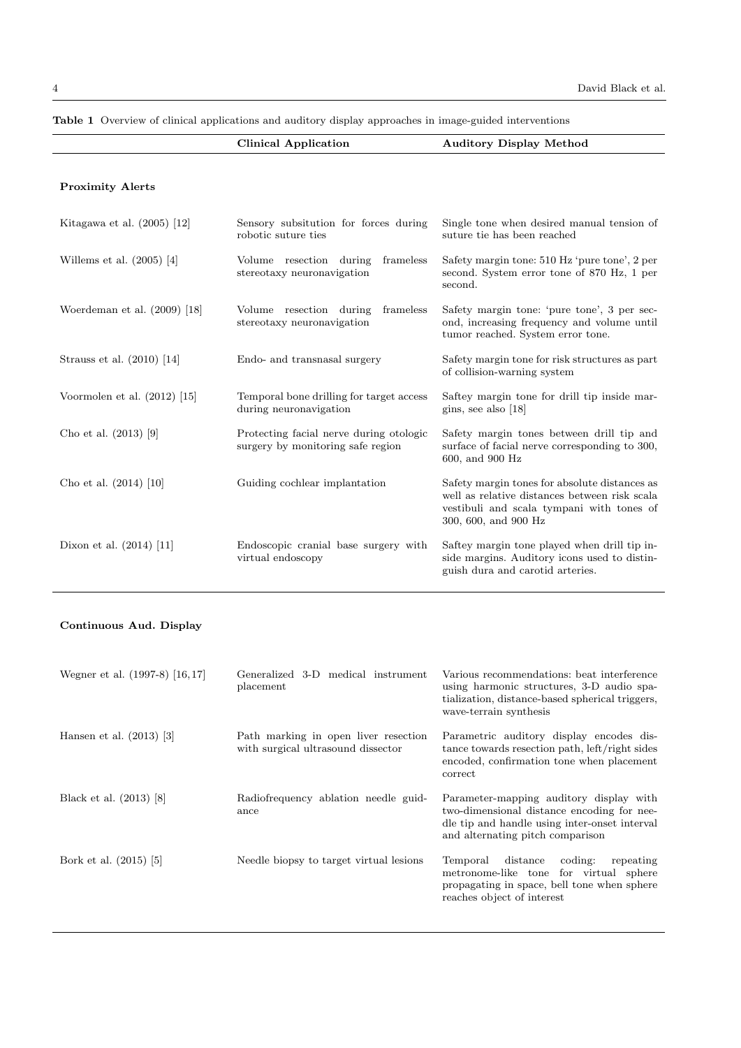**Table 1** Overview of clinical applications and auditory display approaches in image-guided interventions

| | Clinical Application | Auditory Display Method |
|---|---|---|
| **Proximity Alerts** | | |
| Kitagawa et al. (2005) [12] | Sensory subsitution for forces during robotic suture ties | Single tone when desired manual tension of suture tie has been reached |
| Willems et al. (2005) [4] | Volume resection during frameless stereotaxy neuronavigation | Safety margin tone: 510 Hz 'pure tone', 2 per second. System error tone of 870 Hz, 1 per second. |
| Woerdeman et al. (2009) [18] | Volume resection during frameless stereotaxy neuronavigation | Safety margin tone: 'pure tone', 3 per second, increasing frequency and volume until tumor reached. System error tone. |
| Strauss et al. (2010) [14] | Endo- and transnasal surgery | Safety margin tone for risk structures as part of collision-warning system |
| Voormolen et al. (2012) [15] | Temporal bone drilling for target access during neuronavigation | Saftey margin tone for drill tip inside margins, see also [18] |
| Cho et al. (2013) [9] | Protecting facial nerve during otologic surgery by monitoring safe region | Safety margin tones between drill tip and surface of facial nerve corresponding to 300, 600, and 900 Hz |
| Cho et al. (2014) [10] | Guiding cochlear implantation | Safety margin tones for absolute distances as well as relative distances between risk scala vestibuli and scala tympani with tones of 300, 600, and 900 Hz |
| Dixon et al. (2014) [11] | Endoscopic cranial base surgery with virtual endoscopy | Saftey margin tone played when drill tip inside margins. Auditory icons used to distinguish dura and carotid arteries. |
| **Continuous Aud. Display** | | |
| Wegner et al. (1997-8) [16,17] | Generalized 3-D medical instrument placement | Various recommendations: beat interference using harmonic structures, 3-D audio spatialization, distance-based spherical triggers, wave-terrain synthesis |
| Hansen et al. (2013) [3] | Path marking in open liver resection with surgical ultrasound dissector | Parametric auditory display encodes distance towards resection path, left/right sides encoded, confirmation tone when placement correct |
| Black et al. (2013) [8] | Radiofrequency ablation needle guidance | Parameter-mapping auditory display with two-dimensional distance encoding for needle tip and handle using inter-onset interval and alternating pitch comparison |
| Bork et al. (2015) [5] | Needle biopsy to target virtual lesions | Temporal distance coding: repeating metronome-like tone for virtual sphere propagating in space, bell tone when sphere reaches object of interest |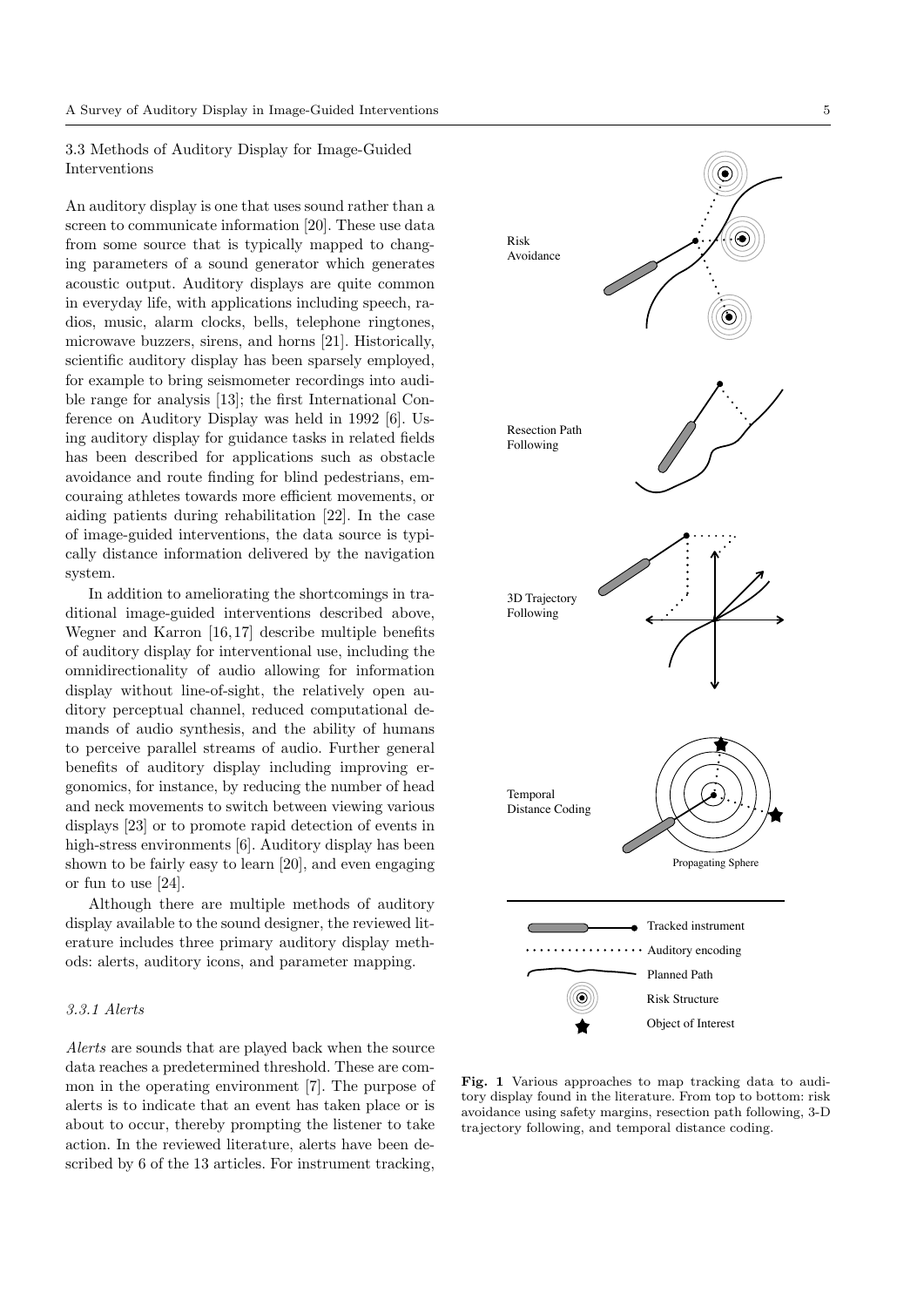## 3.3 Methods of Auditory Display for Image-Guided Interventions

An auditory display is one that uses sound rather than a screen to communicate information [20]. These use data from some source that is typically mapped to changing parameters of a sound generator which generates acoustic output. Auditory displays are quite common in everyday life, with applications including speech, radios, music, alarm clocks, bells, telephone ringtones, microwave buzzers, sirens, and horns [21]. Historically, scientific auditory display has been sparsely employed, for example to bring seismometer recordings into audible range for analysis [13]; the first International Conference on Auditory Display was held in 1992 [6]. Using auditory display for guidance tasks in related fields has been described for applications such as obstacle avoidance and route finding for blind pedestrians, encouraing athletes towards more efficient movements, or aiding patients during rehabilitation [22]. In the case of image-guided interventions, the data source is typically distance information delivered by the navigation system.

In addition to ameliorating the shortcomings in traditional image-guided interventions described above, Wegner and Karron [16,17] describe multiple benefits of auditory display for interventional use, including the omnidirectionality of audio allowing for information display without line-of-sight, the relatively open auditory perceptual channel, reduced computational demands of audio synthesis, and the ability of humans to perceive parallel streams of audio. Further general benefits of auditory display including improving ergonomics, for instance, by reducing the number of head and neck movements to switch between viewing various displays [23] or to promote rapid detection of events in high-stress environments [6]. Auditory display has been shown to be fairly easy to learn [20], and even engaging or fun to use [24].

Although there are multiple methods of auditory display available to the sound designer, the reviewed literature includes three primary auditory display methods: alerts, auditory icons, and parameter mapping.

### 3.3.1 Alerts

*Alerts* are sounds that are played back when the source data reaches a predetermined threshold. These are common in the operating environment [7]. The purpose of alerts is to indicate that an event has taken place or is about to occur, thereby prompting the listener to take action. In the reviewed literature, alerts have been described by 6 of the 13 articles. For instrument tracking,

**Fig. 1** Various approaches to map tracking data to auditory display found in the literature. From top to bottom: risk avoidance using safety margins, resection path following, 3-D trajectory following, and temporal distance coding.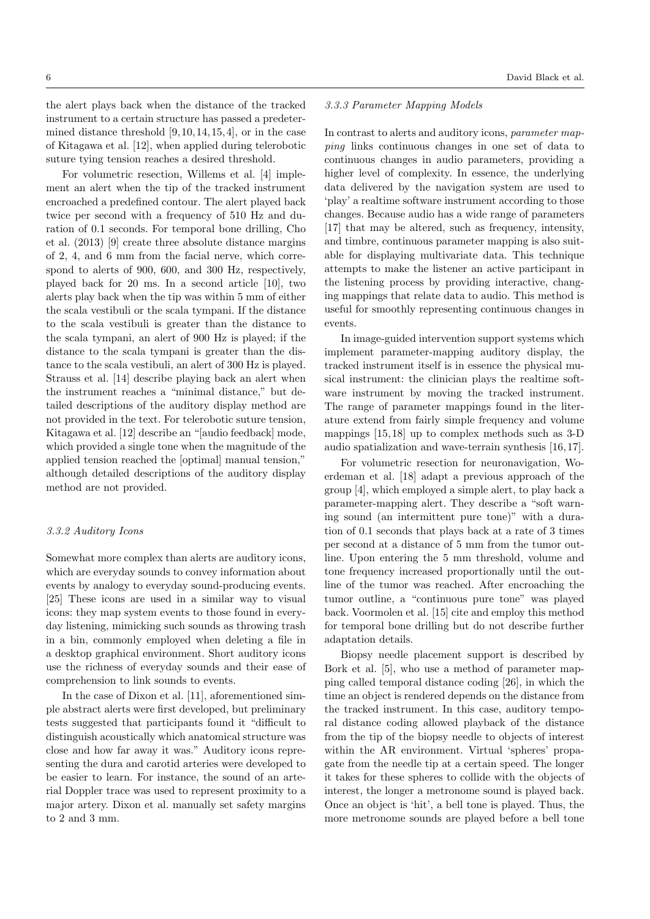the alert plays back when the distance of the tracked instrument to a certain structure has passed a predetermined distance threshold [9,10,14,15,4], or in the case of Kitagawa et al. [12], when applied during telerobotic suture tying tension reaches a desired threshold.

For volumetric resection, Willems et al. [4] implement an alert when the tip of the tracked instrument encroached a predefined contour. The alert played back twice per second with a frequency of 510 Hz and duration of 0.1 seconds. For temporal bone drilling, Cho et al. (2013) [9] create three absolute distance margins of 2, 4, and 6 mm from the facial nerve, which correspond to alerts of 900, 600, and 300 Hz, respectively, played back for 20 ms. In a second article [10], two alerts play back when the tip was within 5 mm of either the scala vestibuli or the scala tympani. If the distance to the scala vestibuli is greater than the distance to the scala tympani, an alert of 900 Hz is played; if the distance to the scala tympani is greater than the distance to the scala vestibuli, an alert of 300 Hz is played. Strauss et al. [14] describe playing back an alert when the instrument reaches a "minimal distance," but detailed descriptions of the auditory display method are not provided in the text. For telerobotic suture tension, Kitagawa et al. [12] describe an "[audio feedback] mode, which provided a single tone when the magnitude of the applied tension reached the [optimal] manual tension," although detailed descriptions of the auditory display method are not provided.

#### 3.3.2 Auditory Icons

Somewhat more complex than alerts are auditory icons, which are everyday sounds to convey information about events by analogy to everyday sound-producing events. [25] These icons are used in a similar way to visual icons: they map system events to those found in everyday listening, mimicking such sounds as throwing trash in a bin, commonly employed when deleting a file in a desktop graphical environment. Short auditory icons use the richness of everyday sounds and their ease of comprehension to link sounds to events.

In the case of Dixon et al. [11], aforementioned simple abstract alerts were first developed, but preliminary tests suggested that participants found it "difficult to distinguish acoustically which anatomical structure was close and how far away it was." Auditory icons representing the dura and carotid arteries were developed to be easier to learn. For instance, the sound of an arterial Doppler trace was used to represent proximity to a major artery. Dixon et al. manually set safety margins to 2 and 3 mm.

#### 3.3.3 Parameter Mapping Models

In contrast to alerts and auditory icons, *parameter mapping* links continuous changes in one set of data to continuous changes in audio parameters, providing a higher level of complexity. In essence, the underlying data delivered by the navigation system are used to 'play' a realtime software instrument according to those changes. Because audio has a wide range of parameters [17] that may be altered, such as frequency, intensity, and timbre, continuous parameter mapping is also suitable for displaying multivariate data. This technique attempts to make the listener an active participant in the listening process by providing interactive, changing mappings that relate data to audio. This method is useful for smoothly representing continuous changes in events.

In image-guided intervention support systems which implement parameter-mapping auditory display, the tracked instrument itself is in essence the physical musical instrument: the clinician plays the realtime software instrument by moving the tracked instrument. The range of parameter mappings found in the literature extend from fairly simple frequency and volume mappings [15,18] up to complex methods such as 3-D audio spatialization and wave-terrain synthesis [16,17].

For volumetric resection for neuronavigation, Woerdeman et al. [18] adapt a previous approach of the group [4], which employed a simple alert, to play back a parameter-mapping alert. They describe a "soft warning sound (an intermittent pure tone)" with a duration of 0.1 seconds that plays back at a rate of 3 times per second at a distance of 5 mm from the tumor outline. Upon entering the 5 mm threshold, volume and tone frequency increased proportionally until the outline of the tumor was reached. After encroaching the tumor outline, a "continuous pure tone" was played back. Voormolen et al. [15] cite and employ this method for temporal bone drilling but do not describe further adaptation details.

Biopsy needle placement support is described by Bork et al. [5], who use a method of parameter mapping called temporal distance coding [26], in which the time an object is rendered depends on the distance from the tracked instrument. In this case, auditory temporal distance coding allowed playback of the distance from the tip of the biopsy needle to objects of interest within the AR environment. Virtual 'spheres' propagate from the needle tip at a certain speed. The longer it takes for these spheres to collide with the objects of interest, the longer a metronome sound is played back. Once an object is 'hit', a bell tone is played. Thus, the more metronome sounds are played before a bell tone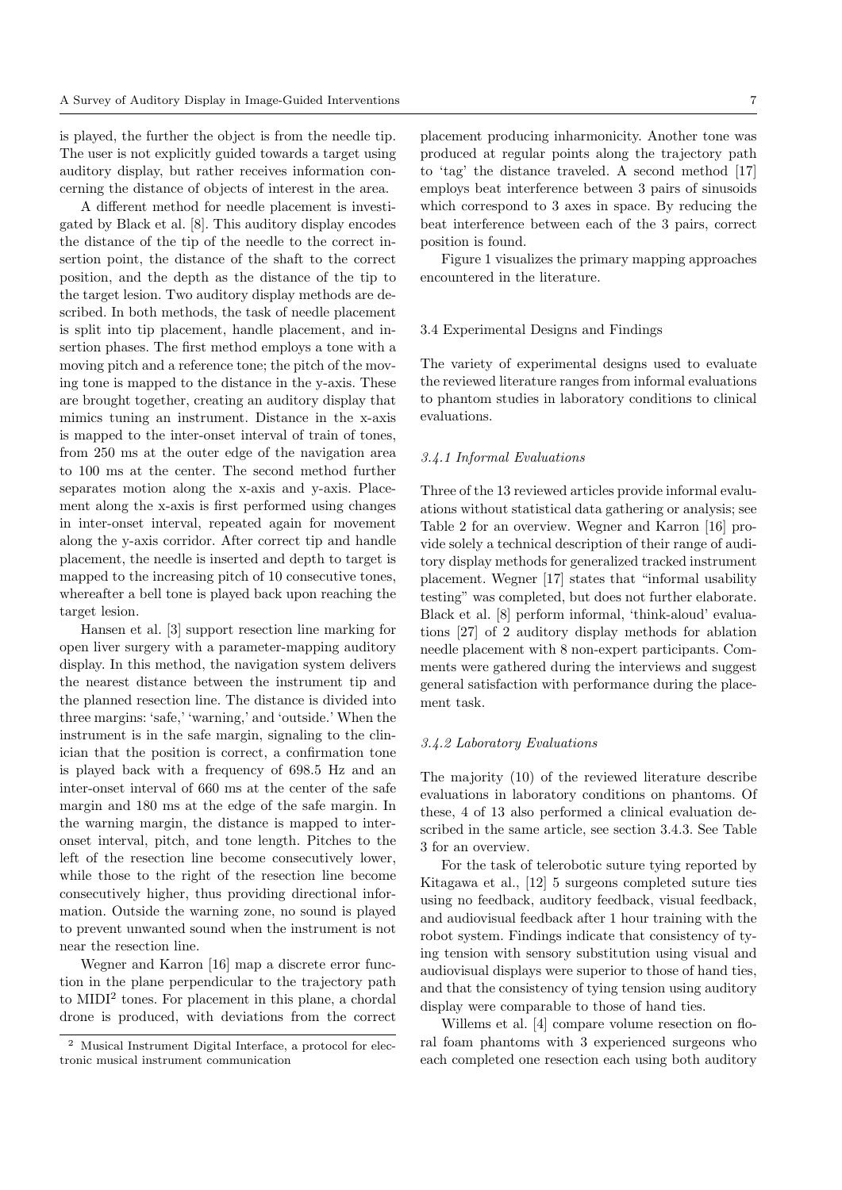is played, the further the object is from the needle tip. The user is not explicitly guided towards a target using auditory display, but rather receives information concerning the distance of objects of interest in the area.

A different method for needle placement is investigated by Black et al. [8]. This auditory display encodes the distance of the tip of the needle to the correct insertion point, the distance of the shaft to the correct position, and the depth as the distance of the tip to the target lesion. Two auditory display methods are described. In both methods, the task of needle placement is split into tip placement, handle placement, and insertion phases. The first method employs a tone with a moving pitch and a reference tone; the pitch of the moving tone is mapped to the distance in the y-axis. These are brought together, creating an auditory display that mimics tuning an instrument. Distance in the x-axis is mapped to the inter-onset interval of train of tones, from 250 ms at the outer edge of the navigation area to 100 ms at the center. The second method further separates motion along the x-axis and y-axis. Placement along the x-axis is first performed using changes in inter-onset interval, repeated again for movement along the y-axis corridor. After correct tip and handle placement, the needle is inserted and depth to target is mapped to the increasing pitch of 10 consecutive tones, whereafter a bell tone is played back upon reaching the target lesion.

Hansen et al. [3] support resection line marking for open liver surgery with a parameter-mapping auditory display. In this method, the navigation system delivers the nearest distance between the instrument tip and the planned resection line. The distance is divided into three margins: 'safe,' 'warning,' and 'outside.' When the instrument is in the safe margin, signaling to the clinician that the position is correct, a confirmation tone is played back with a frequency of 698.5 Hz and an inter-onset interval of 660 ms at the center of the safe margin and 180 ms at the edge of the safe margin. In the warning margin, the distance is mapped to inter-onset interval, pitch, and tone length. Pitches to the left of the resection line become consecutively lower, while those to the right of the resection line become consecutively higher, thus providing directional information. Outside the warning zone, no sound is played to prevent unwanted sound when the instrument is not near the resection line.

Wegner and Karron [16] map a discrete error function in the plane perpendicular to the trajectory path to MIDI[2] tones. For placement in this plane, a chordal drone is produced, with deviations from the correct placement producing inharmonicity. Another tone was produced at regular points along the trajectory path to 'tag' the distance traveled. A second method [17] employs beat interference between 3 pairs of sinusoids which correspond to 3 axes in space. By reducing the beat interference between each of the 3 pairs, correct position is found.

Figure 1 visualizes the primary mapping approaches encountered in the literature.

[2] Musical Instrument Digital Interface, a protocol for electronic musical instrument communication

### 3.4 Experimental Designs and Findings

The variety of experimental designs used to evaluate the reviewed literature ranges from informal evaluations to phantom studies in laboratory conditions to clinical evaluations.

#### *3.4.1 Informal Evaluations*

Three of the 13 reviewed articles provide informal evaluations without statistical data gathering or analysis; see Table 2 for an overview. Wegner and Karron [16] provide solely a technical description of their range of auditory display methods for generalized tracked instrument placement. Wegner [17] states that "informal usability testing" was completed, but does not further elaborate. Black et al. [8] perform informal, 'think-aloud' evaluations [27] of 2 auditory display methods for ablation needle placement with 8 non-expert participants. Comments were gathered during the interviews and suggest general satisfaction with performance during the placement task.

#### *3.4.2 Laboratory Evaluations*

The majority (10) of the reviewed literature describe evaluations in laboratory conditions on phantoms. Of these, 4 of 13 also performed a clinical evaluation described in the same article, see section 3.4.3. See Table 3 for an overview.

For the task of telerobotic suture tying reported by Kitagawa et al., [12] 5 surgeons completed suture ties using no feedback, auditory feedback, visual feedback, and audiovisual feedback after 1 hour training with the robot system. Findings indicate that consistency of tying tension with sensory substitution using visual and audiovisual displays were superior to those of hand ties, and that the consistency of tying tension using auditory display were comparable to those of hand ties.

Willems et al. [4] compare volume resection on floral foam phantoms with 3 experienced surgeons who each completed one resection each using both auditory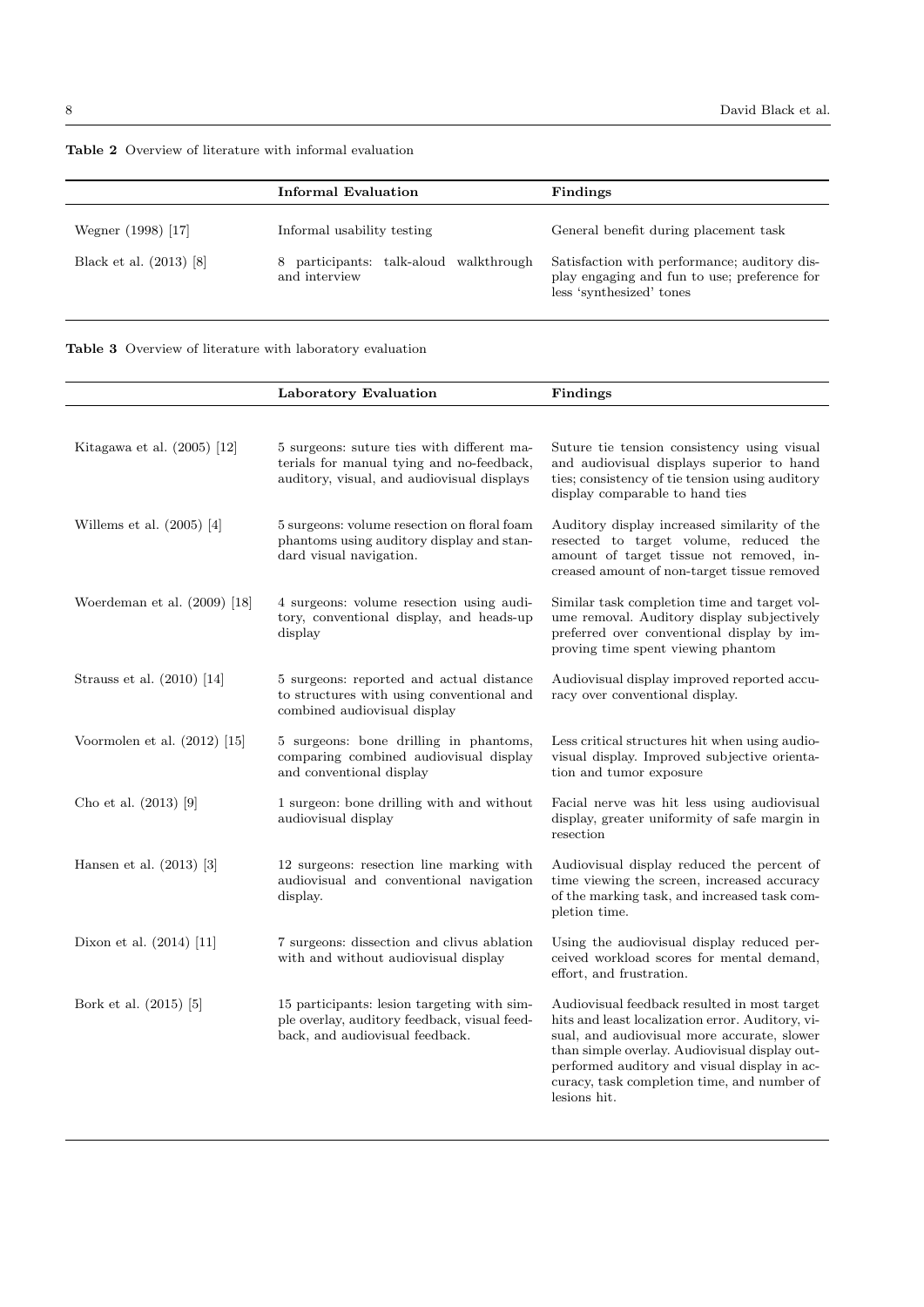**Table 2** Overview of literature with informal evaluation

| | **Informal Evaluation** | **Findings** |
|---|---|---|
| Wegner (1998) [17] | Informal usability testing | General benefit during placement task |
| Black et al. (2013) [8] | 8 participants: talk-aloud walkthrough and interview | Satisfaction with performance; auditory display engaging and fun to use; preference for less 'synthesized' tones |

**Table 3** Overview of literature with laboratory evaluation

| | **Laboratory Evaluation** | **Findings** |
|---|---|---|
| Kitagawa et al. (2005) [12] | 5 surgeons: suture ties with different materials for manual tying and no-feedback, auditory, visual, and audiovisual displays | Suture tie tension consistency using visual and audiovisual displays superior to hand ties; consistency of tie tension using auditory display comparable to hand ties |
| Willems et al. (2005) [4] | 5 surgeons: volume resection on floral foam phantoms using auditory display and standard visual navigation. | Auditory display increased similarity of the resected to target volume, reduced the amount of target tissue not removed, increased amount of non-target tissue removed |
| Woerdeman et al. (2009) [18] | 4 surgeons: volume resection using auditory, conventional display, and heads-up display | Similar task completion time and target volume removal. Auditory display subjectively preferred over conventional display by improving time spent viewing phantom |
| Strauss et al. (2010) [14] | 5 surgeons: reported and actual distance to structures with using conventional and combined audiovisual display | Audiovisual display improved reported accuracy over conventional display. |
| Voormolen et al. (2012) [15] | 5 surgeons: bone drilling in phantoms, comparing combined audiovisual display and conventional display | Less critical structures hit when using audiovisual display. Improved subjective orientation and tumor exposure |
| Cho et al. (2013) [9] | 1 surgeon: bone drilling with and without audiovisual display | Facial nerve was hit less using audiovisual display, greater uniformity of safe margin in resection |
| Hansen et al. (2013) [3] | 12 surgeons: resection line marking with audiovisual and conventional navigation display. | Audiovisual display reduced the percent of time viewing the screen, increased accuracy of the marking task, and increased task completion time. |
| Dixon et al. (2014) [11] | 7 surgeons: dissection and clivus ablation with and without audiovisual display | Using the audiovisual display reduced perceived workload scores for mental demand, effort, and frustration. |
| Bork et al. (2015) [5] | 15 participants: lesion targeting with simple overlay, auditory feedback, visual feedback, and audiovisual feedback. | Audiovisual feedback resulted in most target hits and least localization error. Auditory, visual, and audiovisual more accurate, slower than simple overlay. Audiovisual display outperformed auditory and visual display in accuracy, task completion time, and number of lesions hit. |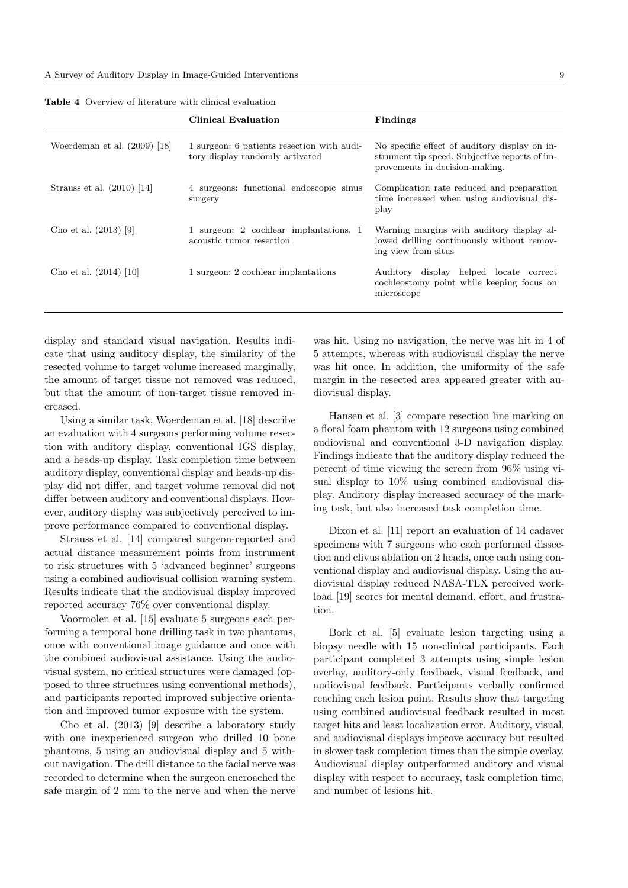**Table 4** Overview of literature with clinical evaluation

| | Clinical Evaluation | Findings |
|---|---|---|
| Woerdeman et al. (2009) [18] | 1 surgeon: 6 patients resection with auditory display randomly activated | No specific effect of auditory display on instrument tip speed. Subjective reports of improvements in decision-making. |
| Strauss et al. (2010) [14] | 4 surgeons: functional endoscopic sinus surgery | Complication rate reduced and preparation time increased when using audiovisual display |
| Cho et al. (2013) [9] | 1 surgeon: 2 cochlear implantations, 1 acoustic tumor resection | Warning margins with auditory display allowed drilling continuously without removing view from situs |
| Cho et al. (2014) [10] | 1 surgeon: 2 cochlear implantations | Auditory display helped locate correct cochleostomy point while keeping focus on microscope |

display and standard visual navigation. Results indicate that using auditory display, the similarity of the resected volume to target volume increased marginally, the amount of target tissue not removed was reduced, but that the amount of non-target tissue removed increased.

Using a similar task, Woerdeman et al. [18] describe an evaluation with 4 surgeons performing volume resection with auditory display, conventional IGS display, and a heads-up display. Task completion time between auditory display, conventional display and heads-up display did not differ, and target volume removal did not differ between auditory and conventional displays. However, auditory display was subjectively perceived to improve performance compared to conventional display.

Strauss et al. [14] compared surgeon-reported and actual distance measurement points from instrument to risk structures with 5 'advanced beginner' surgeons using a combined audiovisual collision warning system. Results indicate that the audiovisual display improved reported accuracy 76% over conventional display.

Voormolen et al. [15] evaluate 5 surgeons each performing a temporal bone drilling task in two phantoms, once with conventional image guidance and once with the combined audiovisual assistance. Using the audiovisual system, no critical structures were damaged (opposed to three structures using conventional methods), and participants reported improved subjective orientation and improved tumor exposure with the system.

Cho et al. (2013) [9] describe a laboratory study with one inexperienced surgeon who drilled 10 bone phantoms, 5 using an audiovisual display and 5 without navigation. The drill distance to the facial nerve was recorded to determine when the surgeon encroached the safe margin of 2 mm to the nerve and when the nerve was hit. Using no navigation, the nerve was hit in 4 of 5 attempts, whereas with audiovisual display the nerve was hit once. In addition, the uniformity of the safe margin in the resected area appeared greater with audiovisual display.

Hansen et al. [3] compare resection line marking on a floral foam phantom with 12 surgeons using combined audiovisual and conventional 3-D navigation display. Findings indicate that the auditory display reduced the percent of time viewing the screen from 96% using visual display to 10% using combined audiovisual display. Auditory display increased accuracy of the marking task, but also increased task completion time.

Dixon et al. [11] report an evaluation of 14 cadaver specimens with 7 surgeons who each performed dissection and clivus ablation on 2 heads, once each using conventional display and audiovisual display. Using the audiovisual display reduced NASA-TLX perceived workload [19] scores for mental demand, effort, and frustration.

Bork et al. [5] evaluate lesion targeting using a biopsy needle with 15 non-clinical participants. Each participant completed 3 attempts using simple lesion overlay, auditory-only feedback, visual feedback, and audiovisual feedback. Participants verbally confirmed reaching each lesion point. Results show that targeting using combined audiovisual feedback resulted in most target hits and least localization error. Auditory, visual, and audiovisual displays improve accuracy but resulted in slower task completion times than the simple overlay. Audiovisual display outperformed auditory and visual display with respect to accuracy, task completion time, and number of lesions hit.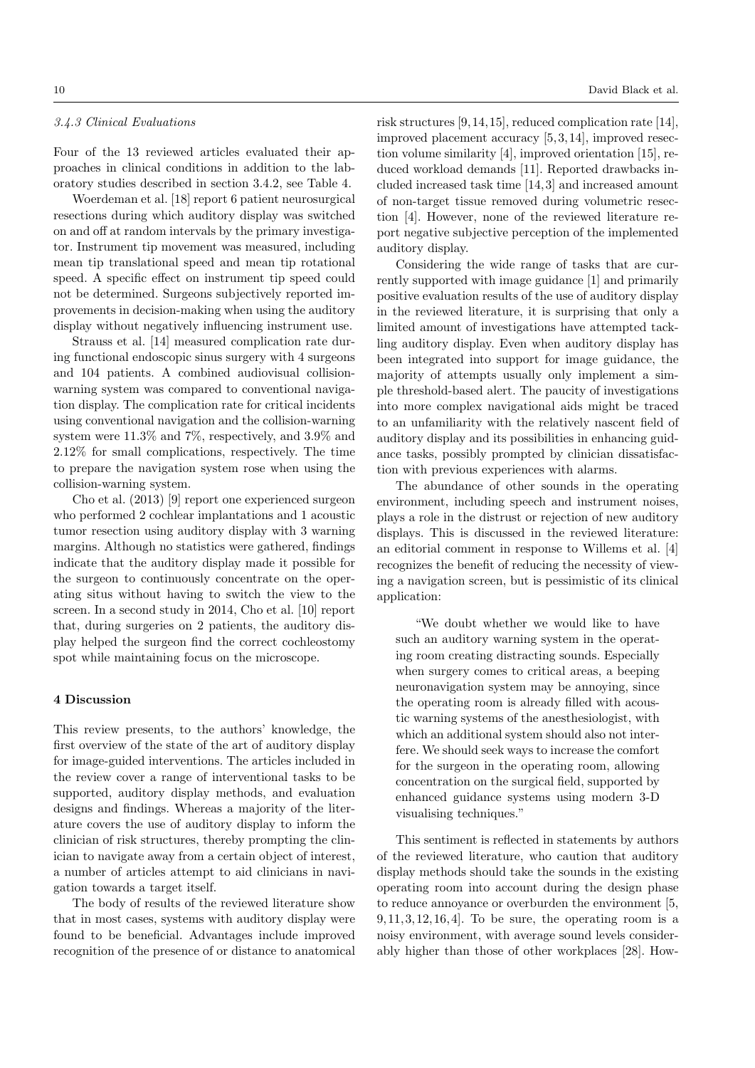### 3.4.3 Clinical Evaluations

Four of the 13 reviewed articles evaluated their approaches in clinical conditions in addition to the laboratory studies described in section 3.4.2, see Table 4.

Woerdeman et al. [18] report 6 patient neurosurgical resections during which auditory display was switched on and off at random intervals by the primary investigator. Instrument tip movement was measured, including mean tip translational speed and mean tip rotational speed. A specific effect on instrument tip speed could not be determined. Surgeons subjectively reported improvements in decision-making when using the auditory display without negatively influencing instrument use.

Strauss et al. [14] measured complication rate during functional endoscopic sinus surgery with 4 surgeons and 104 patients. A combined audiovisual collision-warning system was compared to conventional navigation display. The complication rate for critical incidents using conventional navigation and the collision-warning system were 11.3% and 7%, respectively, and 3.9% and 2.12% for small complications, respectively. The time to prepare the navigation system rose when using the collision-warning system.

Cho et al. (2013) [9] report one experienced surgeon who performed 2 cochlear implantations and 1 acoustic tumor resection using auditory display with 3 warning margins. Although no statistics were gathered, findings indicate that the auditory display made it possible for the surgeon to continuously concentrate on the operating situs without having to switch the view to the screen. In a second study in 2014, Cho et al. [10] report that, during surgeries on 2 patients, the auditory display helped the surgeon find the correct cochleostomy spot while maintaining focus on the microscope.

## 4 Discussion

This review presents, to the authors' knowledge, the first overview of the state of the art of auditory display for image-guided interventions. The articles included in the review cover a range of interventional tasks to be supported, auditory display methods, and evaluation designs and findings. Whereas a majority of the literature covers the use of auditory display to inform the clinician of risk structures, thereby prompting the clinician to navigate away from a certain object of interest, a number of articles attempt to aid clinicians in navigation towards a target itself.

The body of results of the reviewed literature show that in most cases, systems with auditory display were found to be beneficial. Advantages include improved recognition of the presence of or distance to anatomical risk structures [9,14,15], reduced complication rate [14], improved placement accuracy [5,3,14], improved resection volume similarity [4], improved orientation [15], reduced workload demands [11]. Reported drawbacks included increased task time [14,3] and increased amount of non-target tissue removed during volumetric resection [4]. However, none of the reviewed literature report negative subjective perception of the implemented auditory display.

Considering the wide range of tasks that are currently supported with image guidance [1] and primarily positive evaluation results of the use of auditory display in the reviewed literature, it is surprising that only a limited amount of investigations have attempted tackling auditory display. Even when auditory display has been integrated into support for image guidance, the majority of attempts usually only implement a simple threshold-based alert. The paucity of investigations into more complex navigational aids might be traced to an unfamiliarity with the relatively nascent field of auditory display and its possibilities in enhancing guidance tasks, possibly prompted by clinician dissatisfaction with previous experiences with alarms.

The abundance of other sounds in the operating environment, including speech and instrument noises, plays a role in the distrust or rejection of new auditory displays. This is discussed in the reviewed literature: an editorial comment in response to Willems et al. [4] recognizes the benefit of reducing the necessity of viewing a navigation screen, but is pessimistic of its clinical application:

> "We doubt whether we would like to have such an auditory warning system in the operating room creating distracting sounds. Especially when surgery comes to critical areas, a beeping neuronavigation system may be annoying, since the operating room is already filled with acoustic warning systems of the anesthesiologist, with which an additional system should also not interfere. We should seek ways to increase the comfort for the surgeon in the operating room, allowing concentration on the surgical field, supported by enhanced guidance systems using modern 3-D visualising techniques."

This sentiment is reflected in statements by authors of the reviewed literature, who caution that auditory display methods should take the sounds in the existing operating room into account during the design phase to reduce annoyance or overburden the environment [5, 9,11,3,12,16,4]. To be sure, the operating room is a noisy environment, with average sound levels considerably higher than those of other workplaces [28]. How-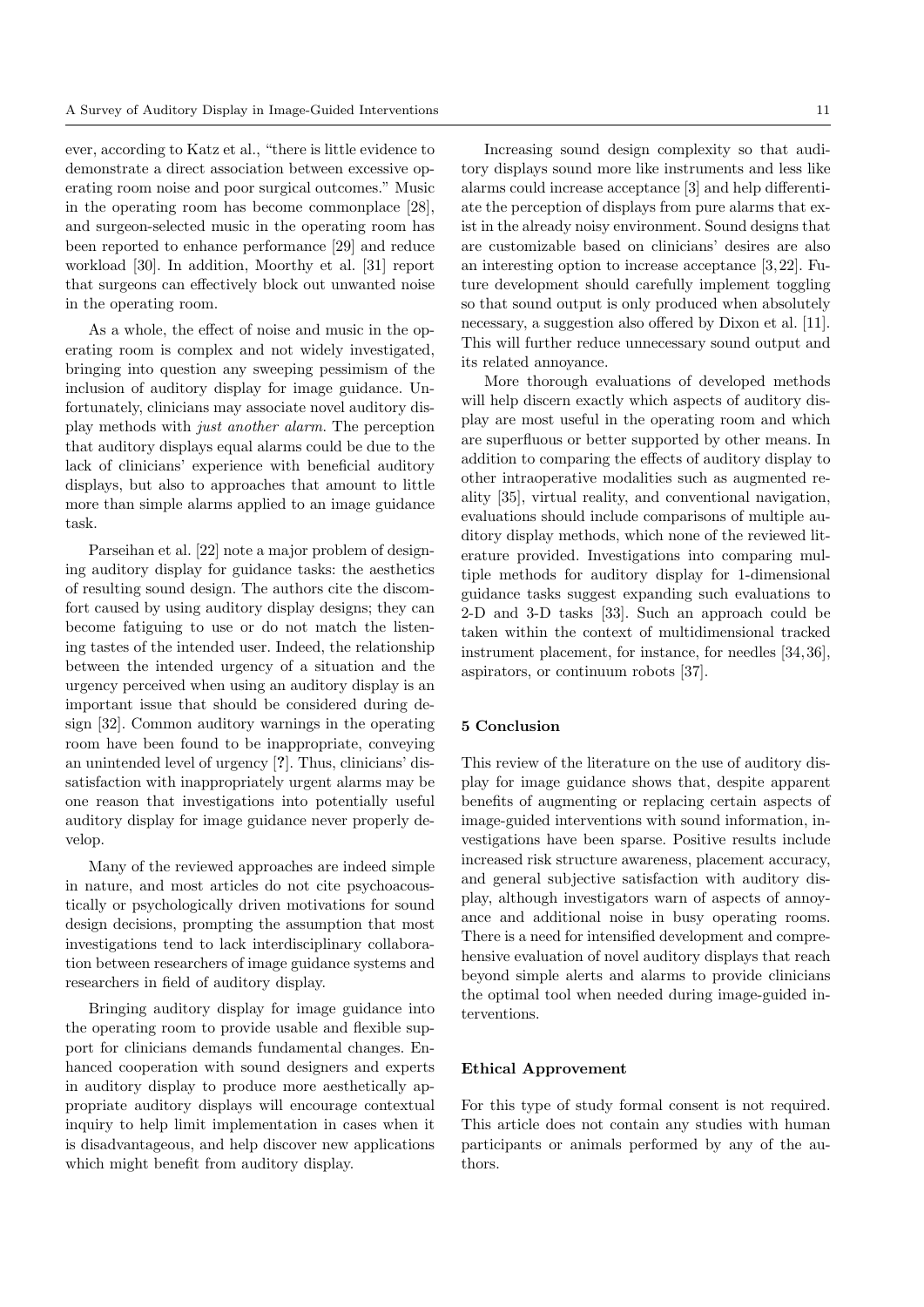ever, according to Katz et al., "there is little evidence to demonstrate a direct association between excessive operating room noise and poor surgical outcomes." Music in the operating room has become commonplace [28], and surgeon-selected music in the operating room has been reported to enhance performance [29] and reduce workload [30]. In addition, Moorthy et al. [31] report that surgeons can effectively block out unwanted noise in the operating room.

As a whole, the effect of noise and music in the operating room is complex and not widely investigated, bringing into question any sweeping pessimism of the inclusion of auditory display for image guidance. Unfortunately, clinicians may associate novel auditory display methods with *just another alarm*. The perception that auditory displays equal alarms could be due to the lack of clinicians' experience with beneficial auditory displays, but also to approaches that amount to little more than simple alarms applied to an image guidance task.

Parseihan et al. [22] note a major problem of designing auditory display for guidance tasks: the aesthetics of resulting sound design. The authors cite the discomfort caused by using auditory display designs; they can become fatiguing to use or do not match the listening tastes of the intended user. Indeed, the relationship between the intended urgency of a situation and the urgency perceived when using an auditory display is an important issue that should be considered during design [32]. Common auditory warnings in the operating room have been found to be inappropriate, conveying an unintended level of urgency [**?**]. Thus, clinicians' dissatisfaction with inappropriately urgent alarms may be one reason that investigations into potentially useful auditory display for image guidance never properly develop.

Many of the reviewed approaches are indeed simple in nature, and most articles do not cite psychoacoustically or psychologically driven motivations for sound design decisions, prompting the assumption that most investigations tend to lack interdisciplinary collaboration between researchers of image guidance systems and researchers in field of auditory display.

Bringing auditory display for image guidance into the operating room to provide usable and flexible support for clinicians demands fundamental changes. Enhanced cooperation with sound designers and experts in auditory display to produce more aesthetically appropriate auditory displays will encourage contextual inquiry to help limit implementation in cases when it is disadvantageous, and help discover new applications which might benefit from auditory display.

Increasing sound design complexity so that auditory displays sound more like instruments and less like alarms could increase acceptance [3] and help differentiate the perception of displays from pure alarms that exist in the already noisy environment. Sound designs that are customizable based on clinicians' desires are also an interesting option to increase acceptance [3, 22]. Future development should carefully implement toggling so that sound output is only produced when absolutely necessary, a suggestion also offered by Dixon et al. [11]. This will further reduce unnecessary sound output and its related annoyance.

More thorough evaluations of developed methods will help discern exactly which aspects of auditory display are most useful in the operating room and which are superfluous or better supported by other means. In addition to comparing the effects of auditory display to other intraoperative modalities such as augmented reality [35], virtual reality, and conventional navigation, evaluations should include comparisons of multiple auditory display methods, which none of the reviewed literature provided. Investigations into comparing multiple methods for auditory display for 1-dimensional guidance tasks suggest expanding such evaluations to 2-D and 3-D tasks [33]. Such an approach could be taken within the context of multidimensional tracked instrument placement, for instance, for needles [34, 36], aspirators, or continuum robots [37].

## 5 Conclusion

This review of the literature on the use of auditory display for image guidance shows that, despite apparent benefits of augmenting or replacing certain aspects of image-guided interventions with sound information, investigations have been sparse. Positive results include increased risk structure awareness, placement accuracy, and general subjective satisfaction with auditory display, although investigators warn of aspects of annoyance and additional noise in busy operating rooms. There is a need for intensified development and comprehensive evaluation of novel auditory displays that reach beyond simple alerts and alarms to provide clinicians the optimal tool when needed during image-guided interventions.

## Ethical Approvement

For this type of study formal consent is not required. This article does not contain any studies with human participants or animals performed by any of the authors.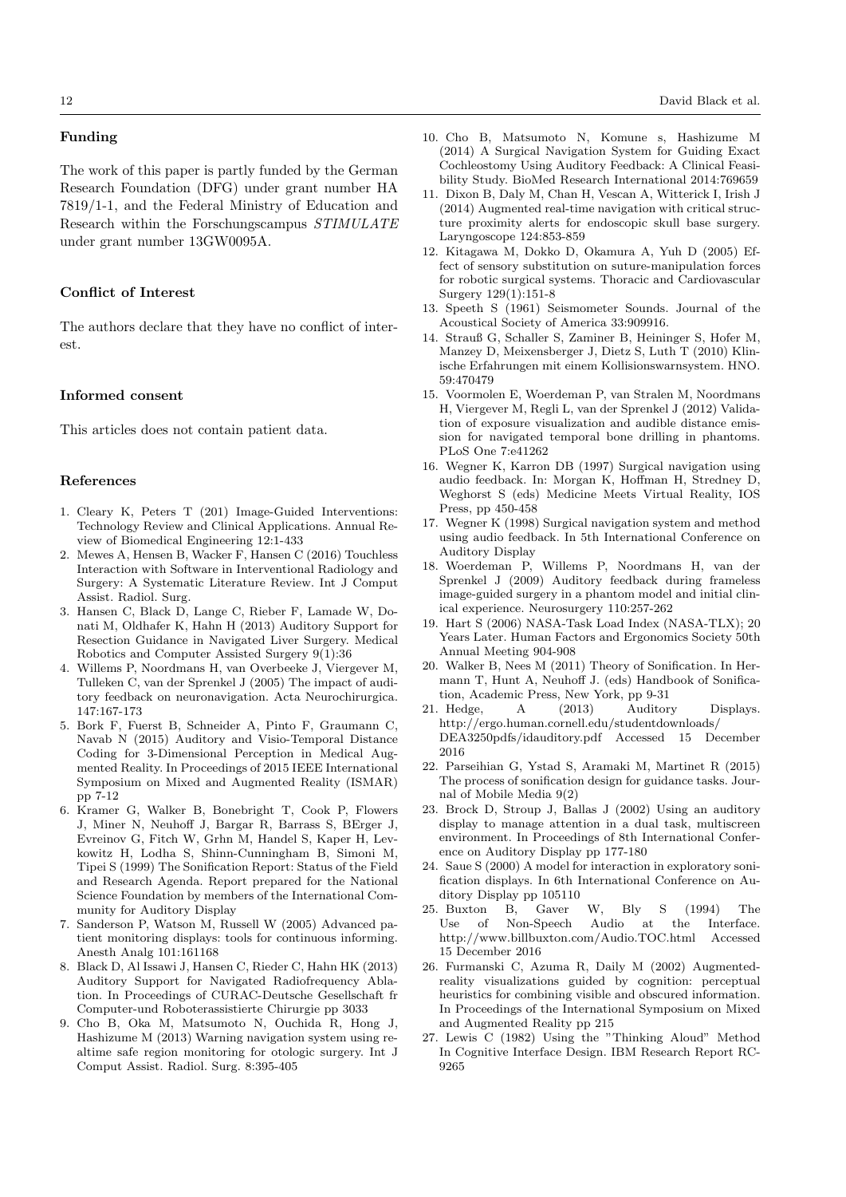## Funding

The work of this paper is partly funded by the German Research Foundation (DFG) under grant number HA 7819/1-1, and the Federal Ministry of Education and Research within the Forschungscampus *STIMULATE* under grant number 13GW0095A.

## Conflict of Interest

The authors declare that they have no conflict of interest.

## Informed consent

This articles does not contain patient data.

## References

1. Cleary K, Peters T (201) Image-Guided Interventions: Technology Review and Clinical Applications. Annual Review of Biomedical Engineering 12:1-433
2. Mewes A, Hensen B, Wacker F, Hansen C (2016) Touchless Interaction with Software in Interventional Radiology and Surgery: A Systematic Literature Review. Int J Comput Assist. Radiol. Surg.
3. Hansen C, Black D, Lange C, Rieber F, Lamade W, Donati M, Oldhafer K, Hahn H (2013) Auditory Support for Resection Guidance in Navigated Liver Surgery. Medical Robotics and Computer Assisted Surgery 9(1):36
4. Willems P, Noordmans H, van Overbeeke J, Viergever M, Tulleken C, van der Sprenkel J (2005) The impact of auditory feedback on neuronavigation. Acta Neurochirurgica. 147:167-173
5. Bork F, Fuerst B, Schneider A, Pinto F, Graumann C, Navab N (2015) Auditory and Visio-Temporal Distance Coding for 3-Dimensional Perception in Medical Augmented Reality. In Proceedings of 2015 IEEE International Symposium on Mixed and Augmented Reality (ISMAR) pp 7-12
6. Kramer G, Walker B, Bonebright T, Cook P, Flowers J, Miner N, Neuhoff J, Bargar R, Barrass S, BErger J, Evreinov G, Fitch W, Grhn M, Handel S, Kaper H, Levkowitz H, Lodha S, Shinn-Cunningham B, Simoni M, Tipei S (1999) The Sonification Report: Status of the Field and Research Agenda. Report prepared for the National Science Foundation by members of the International Community for Auditory Display
7. Sanderson P, Watson M, Russell W (2005) Advanced patient monitoring displays: tools for continuous informing. Anesth Analg 101:161168
8. Black D, Al Issawi J, Hansen C, Rieder C, Hahn HK (2013) Auditory Support for Navigated Radiofrequency Ablation. In Proceedings of CURAC-Deutsche Gesellschaft fr Computer-und Roboterassistierte Chirurgie pp 3033
9. Cho B, Oka M, Matsumoto N, Ouchida R, Hong J, Hashizume M (2013) Warning navigation system using realtime safe region monitoring for otologic surgery. Int J Comput Assist. Radiol. Surg. 8:395-405
10. Cho B, Matsumoto N, Komune s, Hashizume M (2014) A Surgical Navigation System for Guiding Exact Cochleostomy Using Auditory Feedback: A Clinical Feasibility Study. BioMed Research International 2014:769659
11. Dixon B, Daly M, Chan H, Vescan A, Witterick I, Irish J (2014) Augmented real-time navigation with critical structure proximity alerts for endoscopic skull base surgery. Laryngoscope 124:853-859
12. Kitagawa M, Dokko D, Okamura A, Yuh D (2005) Effect of sensory substitution on suture-manipulation forces for robotic surgical systems. Thoracic and Cardiovascular Surgery 129(1):151-8
13. Speeth S (1961) Seismometer Sounds. Journal of the Acoustical Society of America 33:909916.
14. Strauß G, Schaller S, Zaminer B, Heininger S, Hofer M, Manzey D, Meixensberger J, Dietz S, Luth T (2010) Klinische Erfahrungen mit einem Kollisionswarnsystem. HNO. 59:470479
15. Voormolen E, Woerdeman P, van Stralen M, Noordmans H, Viergever M, Regli L, van der Sprenkel J (2012) Validation of exposure visualization and audible distance emission for navigated temporal bone drilling in phantoms. PLoS One 7:e41262
16. Wegner K, Karron DB (1997) Surgical navigation using audio feedback. In: Morgan K, Hoffman H, Stredney D, Weghorst S (eds) Medicine Meets Virtual Reality, IOS Press, pp 450-458
17. Wegner K (1998) Surgical navigation system and method using audio feedback. In 5th International Conference on Auditory Display
18. Woerdeman P, Willems P, Noordmans H, van der Sprenkel J (2009) Auditory feedback during frameless image-guided surgery in a phantom model and initial clinical experience. Neurosurgery 110:257-262
19. Hart S (2006) NASA-Task Load Index (NASA-TLX); 20 Years Later. Human Factors and Ergonomics Society 50th Annual Meeting 904-908
20. Walker B, Nees M (2011) Theory of Sonification. In Hermann T, Hunt A, Neuhoff J. (eds) Handbook of Sonification, Academic Press, New York, pp 9-31
21. Hedge, A (2013) Auditory Displays. http://ergo.human.cornell.edu/studentdownloads/DEA3250pdfs/idauditory.pdf Accessed 15 December 2016
22. Parseihian G, Ystad S, Aramaki M, Martinet R (2015) The process of sonification design for guidance tasks. Journal of Mobile Media 9(2)
23. Brock D, Stroup J, Ballas J (2002) Using an auditory display to manage attention in a dual task, multiscreen environment. In Proceedings of 8th International Conference on Auditory Display pp 177-180
24. Saue S (2000) A model for interaction in exploratory sonification displays. In 6th International Conference on Auditory Display pp 105110
25. Buxton B, Gaver W, Bly S (1994) The Use of Non-Speech Audio at the Interface. http://www.billbuxton.com/Audio.TOC.html Accessed 15 December 2016
26. Furmanski C, Azuma R, Daily M (2002) Augmented-reality visualizations guided by cognition: perceptual heuristics for combining visible and obscured information. In Proceedings of the International Symposium on Mixed and Augmented Reality pp 215
27. Lewis C (1982) Using the "Thinking Aloud" Method In Cognitive Interface Design. IBM Research Report RC-9265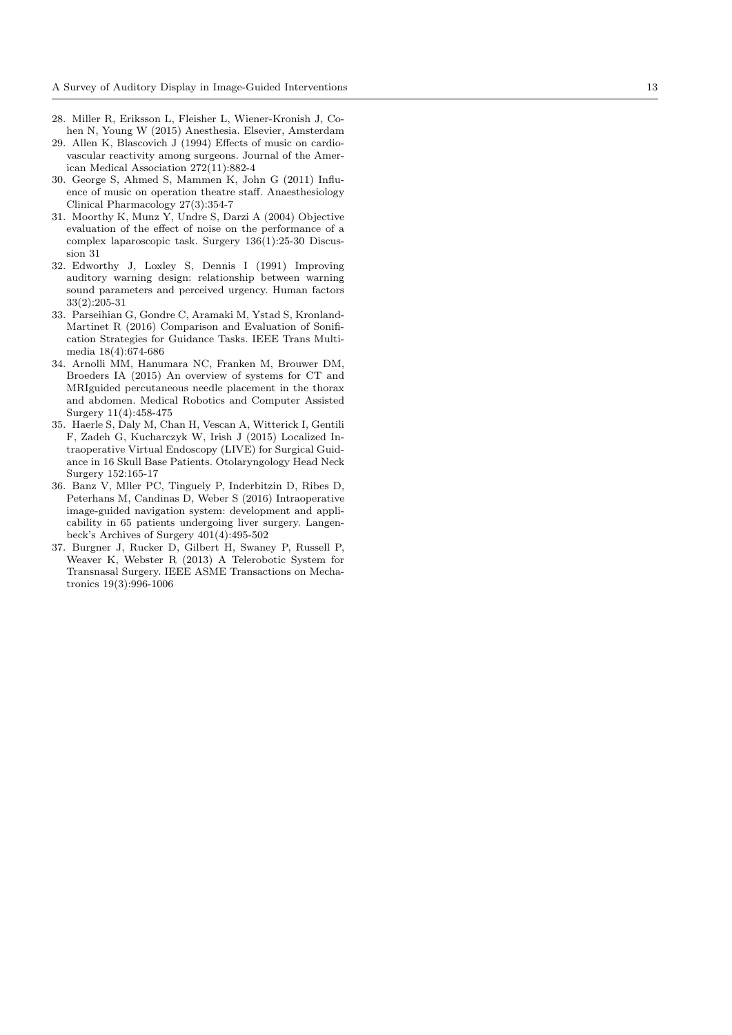28. Miller R, Eriksson L, Fleisher L, Wiener-Kronish J, Cohen N, Young W (2015) Anesthesia. Elsevier, Amsterdam
29. Allen K, Blascovich J (1994) Effects of music on cardiovascular reactivity among surgeons. Journal of the American Medical Association 272(11):882-4
30. George S, Ahmed S, Mammen K, John G (2011) Influence of music on operation theatre staff. Anaesthesiology Clinical Pharmacology 27(3):354-7
31. Moorthy K, Munz Y, Undre S, Darzi A (2004) Objective evaluation of the effect of noise on the performance of a complex laparoscopic task. Surgery 136(1):25-30 Discussion 31
32. Edworthy J, Loxley S, Dennis I (1991) Improving auditory warning design: relationship between warning sound parameters and perceived urgency. Human factors 33(2):205-31
33. Parseihian G, Gondre C, Aramaki M, Ystad S, Kronland-Martinet R (2016) Comparison and Evaluation of Sonification Strategies for Guidance Tasks. IEEE Trans Multimedia 18(4):674-686
34. Arnolli MM, Hanumara NC, Franken M, Brouwer DM, Broeders IA (2015) An overview of systems for CT and MRIguided percutaneous needle placement in the thorax and abdomen. Medical Robotics and Computer Assisted Surgery 11(4):458-475
35. Haerle S, Daly M, Chan H, Vescan A, Witterick I, Gentili F, Zadeh G, Kucharczyk W, Irish J (2015) Localized Intraoperative Virtual Endoscopy (LIVE) for Surgical Guidance in 16 Skull Base Patients. Otolaryngology Head Neck Surgery 152:165-17
36. Banz V, Mller PC, Tinguely P, Inderbitzin D, Ribes D, Peterhans M, Candinas D, Weber S (2016) Intraoperative image-guided navigation system: development and applicability in 65 patients undergoing liver surgery. Langenbeck's Archives of Surgery 401(4):495-502
37. Burgner J, Rucker D, Gilbert H, Swaney P, Russell P, Weaver K, Webster R (2013) A Telerobotic System for Transnasal Surgery. IEEE ASME Transactions on Mechatronics 19(3):996-1006